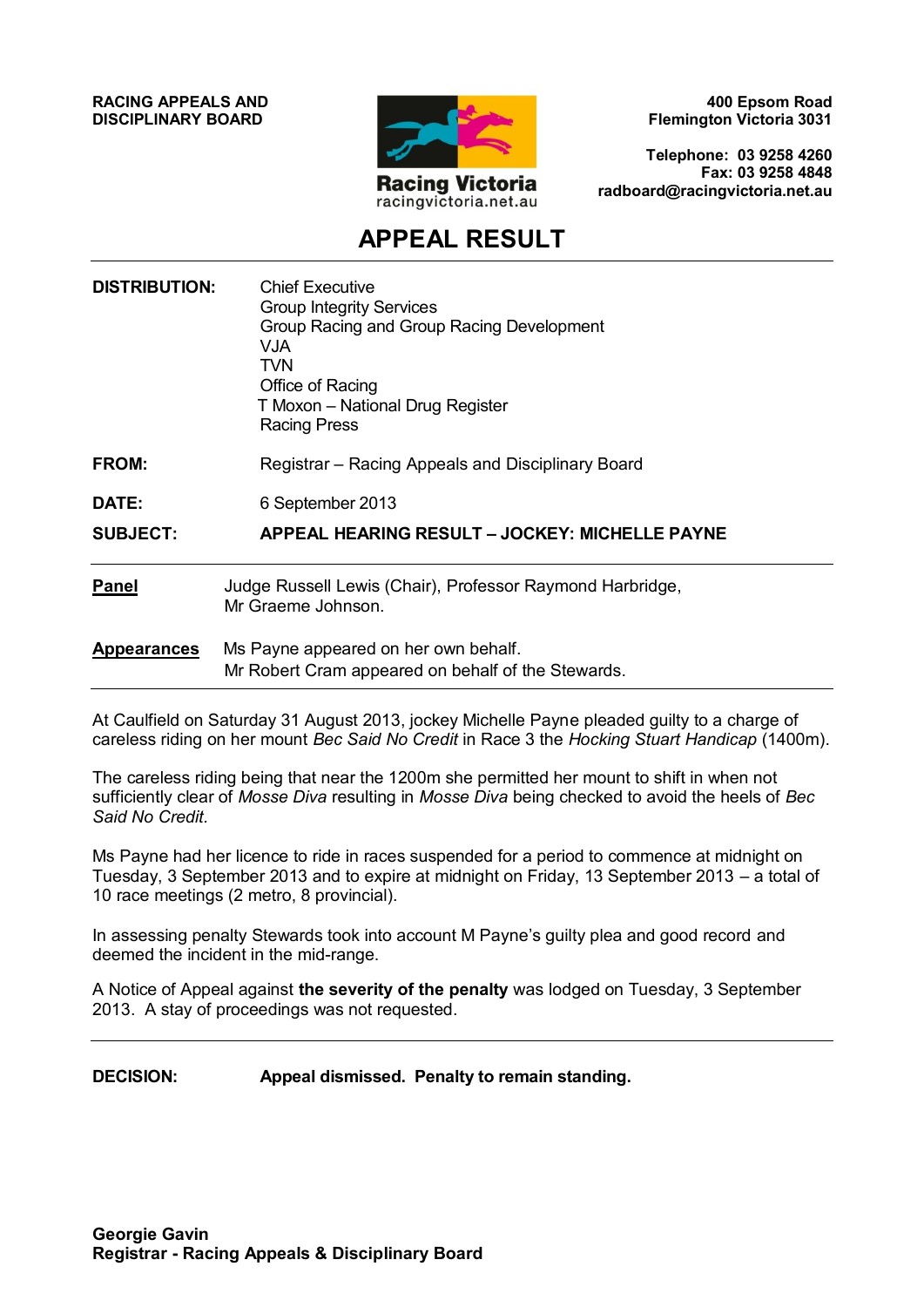**RACING APPEALS AND DISCIPLINARY BOARD**

Racing Victoria
racingvictoria.net.au

**400 Epsom Road**
**Flemington Victoria 3031**

**Telephone: 03 9258 4260**
**Fax: 03 9258 4848**
**radboard@racingvictoria.net.au**

# APPEAL RESULT

**DISTRIBUTION:** Chief Executive
Group Integrity Services
Group Racing and Group Racing Development
VJA
TVN
Office of Racing
T Moxon – National Drug Register
Racing Press

**FROM:** Registrar – Racing Appeals and Disciplinary Board

**DATE:** 6 September 2013

**SUBJECT:** **APPEAL HEARING RESULT – JOCKEY: MICHELLE PAYNE**

---

**Panel** Judge Russell Lewis (Chair), Professor Raymond Harbridge, Mr Graeme Johnson.

**Appearances** Ms Payne appeared on her own behalf.
Mr Robert Cram appeared on behalf of the Stewards.

---

At Caulfield on Saturday 31 August 2013, jockey Michelle Payne pleaded guilty to a charge of careless riding on her mount *Bec Said No Credit* in Race 3 the *Hocking Stuart Handicap* (1400m).

The careless riding being that near the 1200m she permitted her mount to shift in when not sufficiently clear of *Mosse Diva* resulting in *Mosse Diva* being checked to avoid the heels of *Bec Said No Credit.*

Ms Payne had her licence to ride in races suspended for a period to commence at midnight on Tuesday, 3 September 2013 and to expire at midnight on Friday, 13 September 2013 – a total of 10 race meetings (2 metro, 8 provincial).

In assessing penalty Stewards took into account M Payne's guilty plea and good record and deemed the incident in the mid-range.

A Notice of Appeal against **the severity of the penalty** was lodged on Tuesday, 3 September 2013. A stay of proceedings was not requested.

---

**DECISION:** **Appeal dismissed. Penalty to remain standing.**

**Georgie Gavin**
**Registrar - Racing Appeals & Disciplinary Board**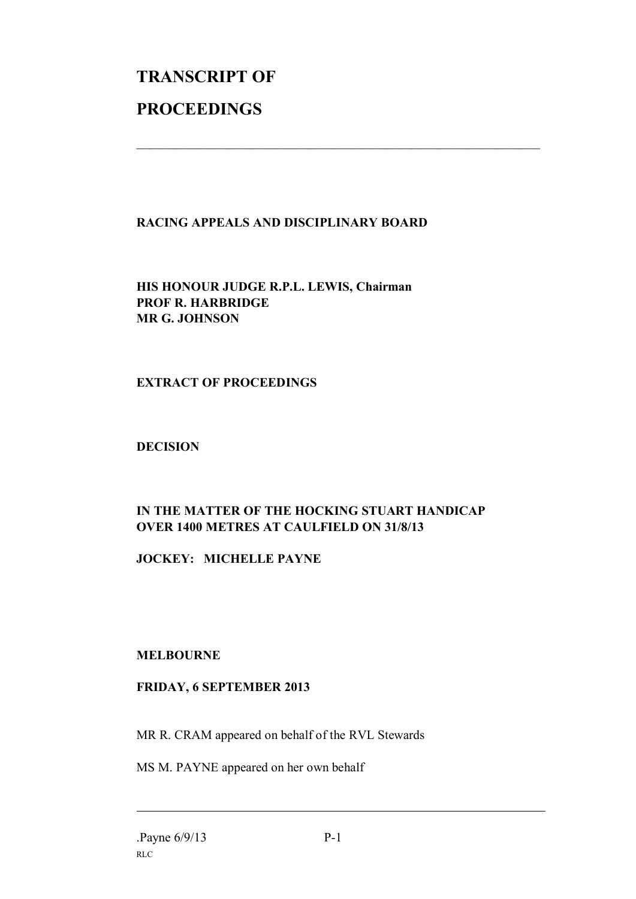# TRANSCRIPT OF

# PROCEEDINGS

---

**RACING APPEALS AND DISCIPLINARY BOARD**

**HIS HONOUR JUDGE R.P.L. LEWIS, Chairman**
**PROF R. HARBRIDGE**
**MR G. JOHNSON**

**EXTRACT OF PROCEEDINGS**

**DECISION**

**IN THE MATTER OF THE HOCKING STUART HANDICAP OVER 1400 METRES AT CAULFIELD ON 31/8/13**

**JOCKEY: MICHELLE PAYNE**

**MELBOURNE**

**FRIDAY, 6 SEPTEMBER 2013**

MR R. CRAM appeared on behalf of the RVL Stewards

MS M. PAYNE appeared on her own behalf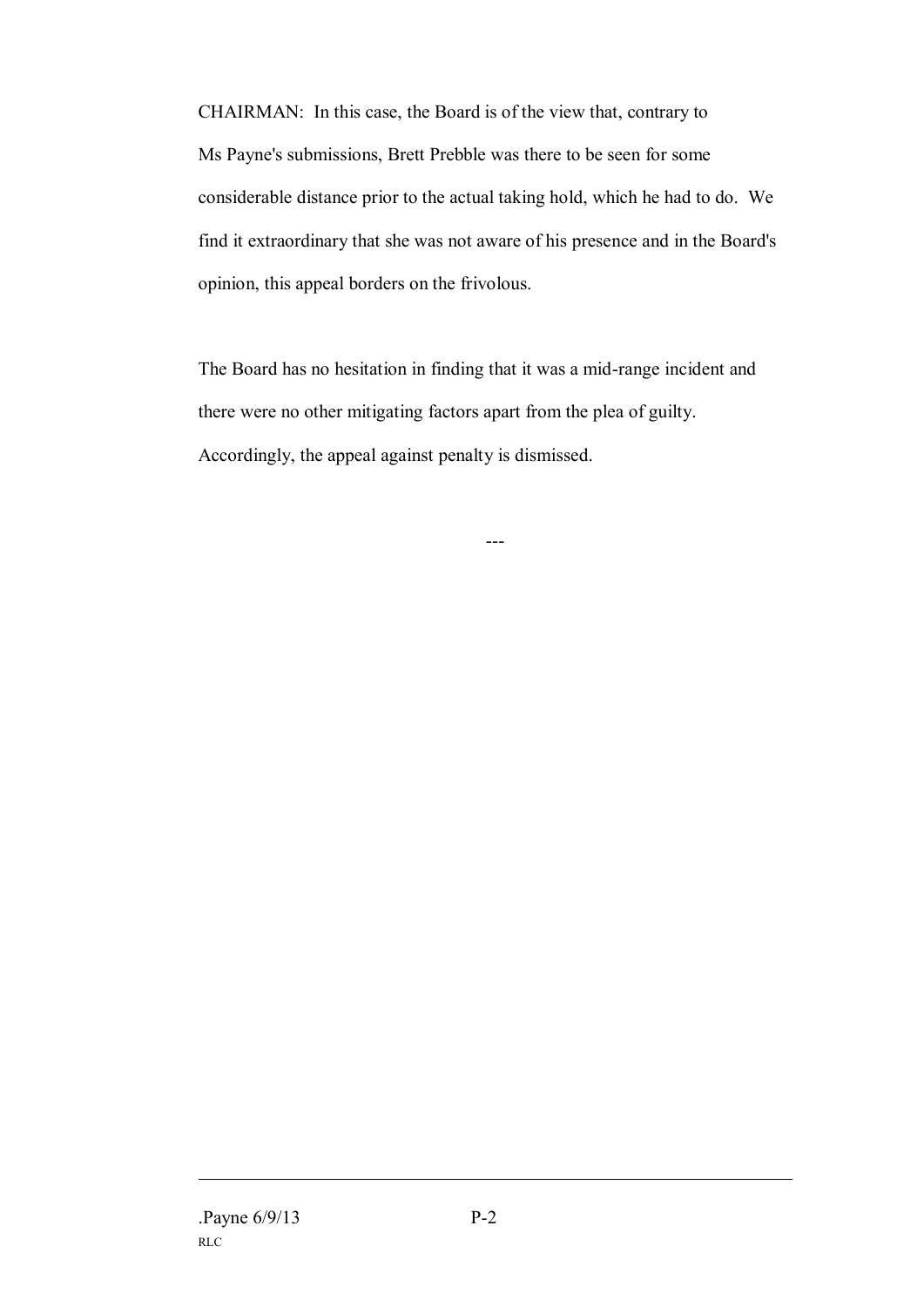CHAIRMAN: In this case, the Board is of the view that, contrary to Ms Payne's submissions, Brett Prebble was there to be seen for some considerable distance prior to the actual taking hold, which he had to do. We find it extraordinary that she was not aware of his presence and in the Board's opinion, this appeal borders on the frivolous.

The Board has no hesitation in finding that it was a mid-range incident and there were no other mitigating factors apart from the plea of guilty. Accordingly, the appeal against penalty is dismissed.

---